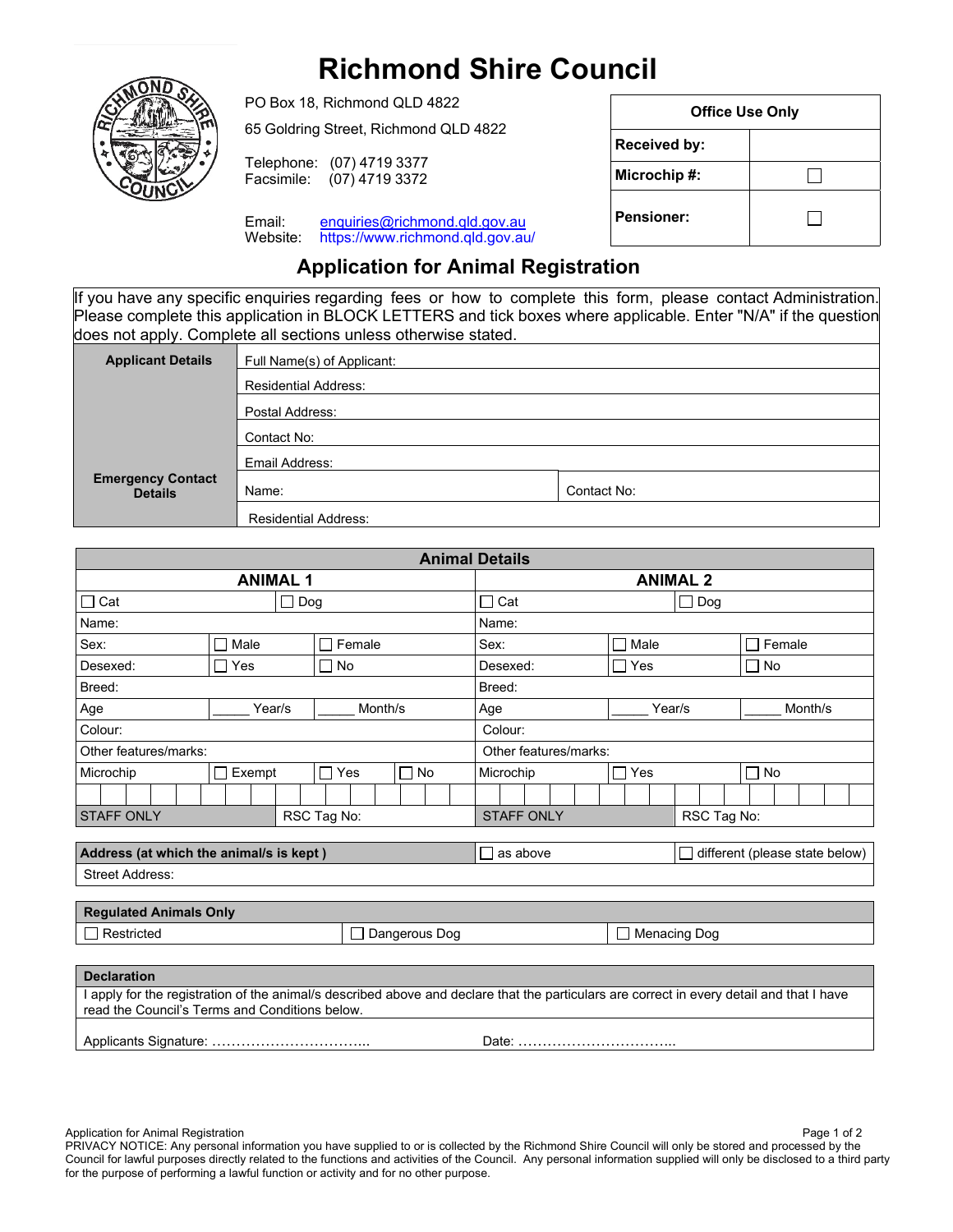# Richmond Shire Council

PO Box 18, Richmond QLD 4822

65 Goldring Street, Richmond QLD 4822

Telephone: (07) 4719 3377
Facsimile: (07) 4719 3372

Email: enquiries@richmond.qld.gov.au
Website: https://www.richmond.qld.gov.au/

| Office Use Only | |
|---|---|
| Received by: | |
| Microchip #: | ☐ |
| Pensioner: | ☐ |

## Application for Animal Registration

If you have any specific enquiries regarding fees or how to complete this form, please contact Administration. Please complete this application in BLOCK LETTERS and tick boxes where applicable. Enter "N/A" if the question does not apply. Complete all sections unless otherwise stated.

| | | |
|---|---|---|
| **Applicant Details** | Full Name(s) of Applicant: | |
| | Residential Address: | |
| | Postal Address: | |
| | Contact No: | |
| | Email Address: | |
| **Emergency Contact Details** | Name: | Contact No: |
| | Residential Address: | |

| **Animal Details** | | | | | | | |
|---|---|---|---|---|---|---|---|
| **ANIMAL 1** | | | | **ANIMAL 2** | | | |
| ☐ Cat | ☐ Dog | | | ☐ Cat | ☐ Dog | | |
| Name: | | | | Name: | | | |
| Sex: | ☐ Male | ☐ Female | | Sex: | ☐ Male | ☐ Female | |
| Desexed: | ☐ Yes | ☐ No | | Desexed: | ☐ Yes | ☐ No | |
| Breed: | | | | Breed: | | | |
| Age | ____ Year/s | ____ Month/s | | Age | ____ Year/s | ____ Month/s | |
| Colour: | | | | Colour: | | | |
| Other features/marks: | | | | Other features/marks: | | | |
| Microchip | ☐ Exempt | ☐ Yes | ☐ No | Microchip | ☐ Yes | ☐ No | |
| | | | | | | | |
| STAFF ONLY | RSC Tag No: | | | STAFF ONLY | RSC Tag No: | | |

| **Address (at which the animal/s is kept )** | ☐ as above | ☐ different (please state below) |
|---|---|---|
| Street Address: | | |

| **Regulated Animals Only** | | |
|---|---|---|
| ☐ Restricted | ☐ Dangerous Dog | ☐ Menacing Dog |

| **Declaration** | |
|---|---|
| I apply for the registration of the animal/s described above and declare that the particulars are correct in every detail and that I have read the Council's Terms and Conditions below. | |
| Applicants Signature: …………………………... | Date: …………………………... |

PRIVACY NOTICE: Any personal information you have supplied to or is collected by the Richmond Shire Council will only be stored and processed by the Council for lawful purposes directly related to the functions and activities of the Council. Any personal information supplied will only be disclosed to a third party for the purpose of performing a lawful function or activity and for no other purpose.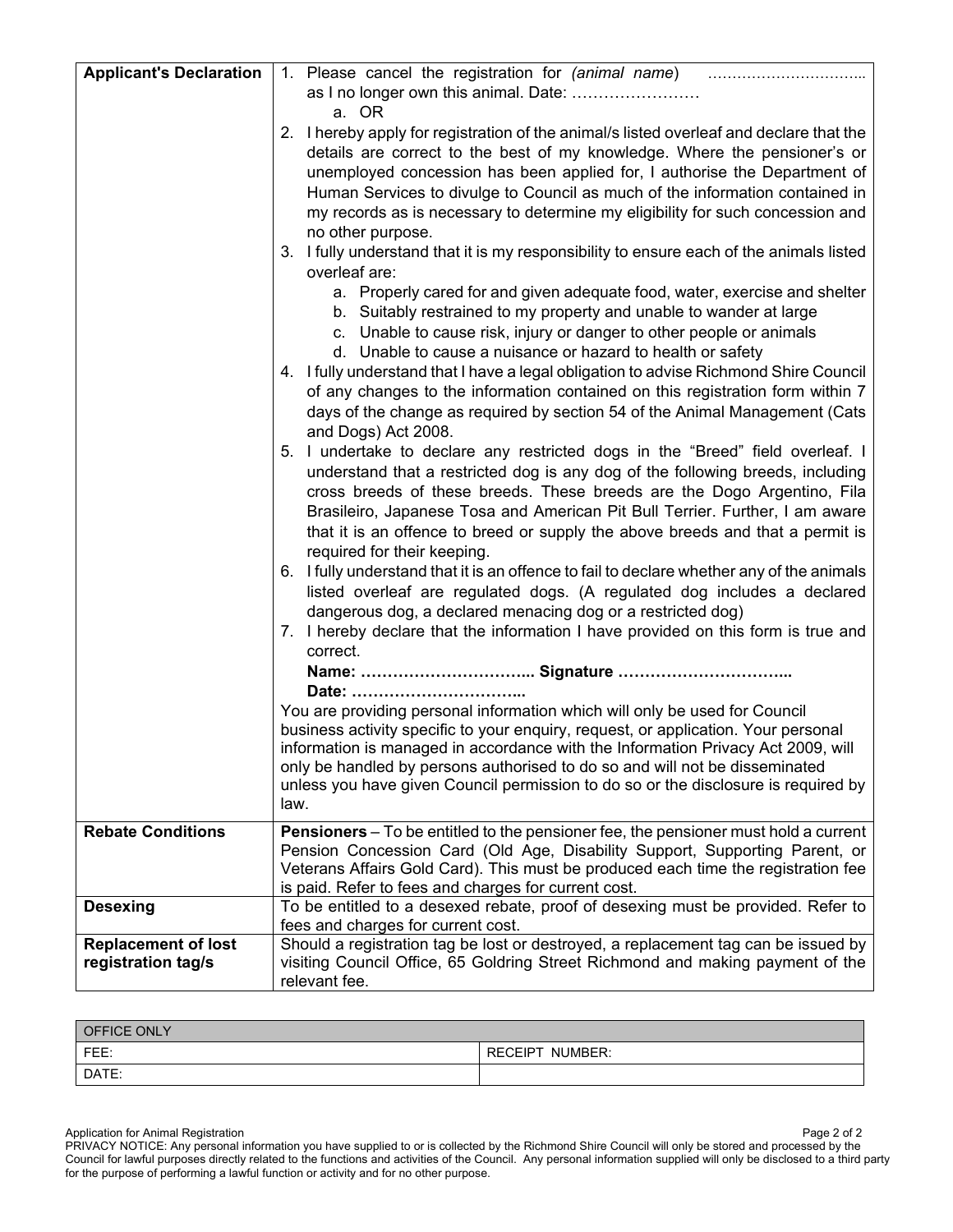| | |
|---|---|
| **Applicant's Declaration** | 1. Please cancel the registration for *(animal name)* …………………………... as I no longer own this animal. Date: ……………………<br>a. OR<br>2. I hereby apply for registration of the animal/s listed overleaf and declare that the details are correct to the best of my knowledge. Where the pensioner's or unemployed concession has been applied for, I authorise the Department of Human Services to divulge to Council as much of the information contained in my records as is necessary to determine my eligibility for such concession and no other purpose.<br>3. I fully understand that it is my responsibility to ensure each of the animals listed overleaf are:<br>a. Properly cared for and given adequate food, water, exercise and shelter<br>b. Suitably restrained to my property and unable to wander at large<br>c. Unable to cause risk, injury or danger to other people or animals<br>d. Unable to cause a nuisance or hazard to health or safety<br>4. I fully understand that I have a legal obligation to advise Richmond Shire Council of any changes to the information contained on this registration form within 7 days of the change as required by section 54 of the Animal Management (Cats and Dogs) Act 2008.<br>5. I undertake to declare any restricted dogs in the "Breed" field overleaf. I understand that a restricted dog is any dog of the following breeds, including cross breeds of these breeds. These breeds are the Dogo Argentino, Fila Brasileiro, Japanese Tosa and American Pit Bull Terrier. Further, I am aware that it is an offence to breed or supply the above breeds and that a permit is required for their keeping.<br>6. I fully understand that it is an offence to fail to declare whether any of the animals listed overleaf are regulated dogs. (A regulated dog includes a declared dangerous dog, a declared menacing dog or a restricted dog)<br>7. I hereby declare that the information I have provided on this form is true and correct.<br>**Name: …………………………... Signature …………………………...**<br>**Date: …………………………...**<br>You are providing personal information which will only be used for Council business activity specific to your enquiry, request, or application. Your personal information is managed in accordance with the Information Privacy Act 2009, will only be handled by persons authorised to do so and will not be disseminated unless you have given Council permission to do so or the disclosure is required by law. |
| **Rebate Conditions** | **Pensioners** – To be entitled to the pensioner fee, the pensioner must hold a current Pension Concession Card (Old Age, Disability Support, Supporting Parent, or Veterans Affairs Gold Card). This must be produced each time the registration fee is paid. Refer to fees and charges for current cost. |
| **Desexing** | To be entitled to a desexed rebate, proof of desexing must be provided. Refer to fees and charges for current cost. |
| **Replacement of lost registration tag/s** | Should a registration tag be lost or destroyed, a replacement tag can be issued by visiting Council Office, 65 Goldring Street Richmond and making payment of the relevant fee. |

| OFFICE ONLY | |
|---|---|
| FEE: | RECEIPT NUMBER: |
| DATE: | |

PRIVACY NOTICE: Any personal information you have supplied to or is collected by the Richmond Shire Council will only be stored and processed by the Council for lawful purposes directly related to the functions and activities of the Council. Any personal information supplied will only be disclosed to a third party for the purpose of performing a lawful function or activity and for no other purpose.